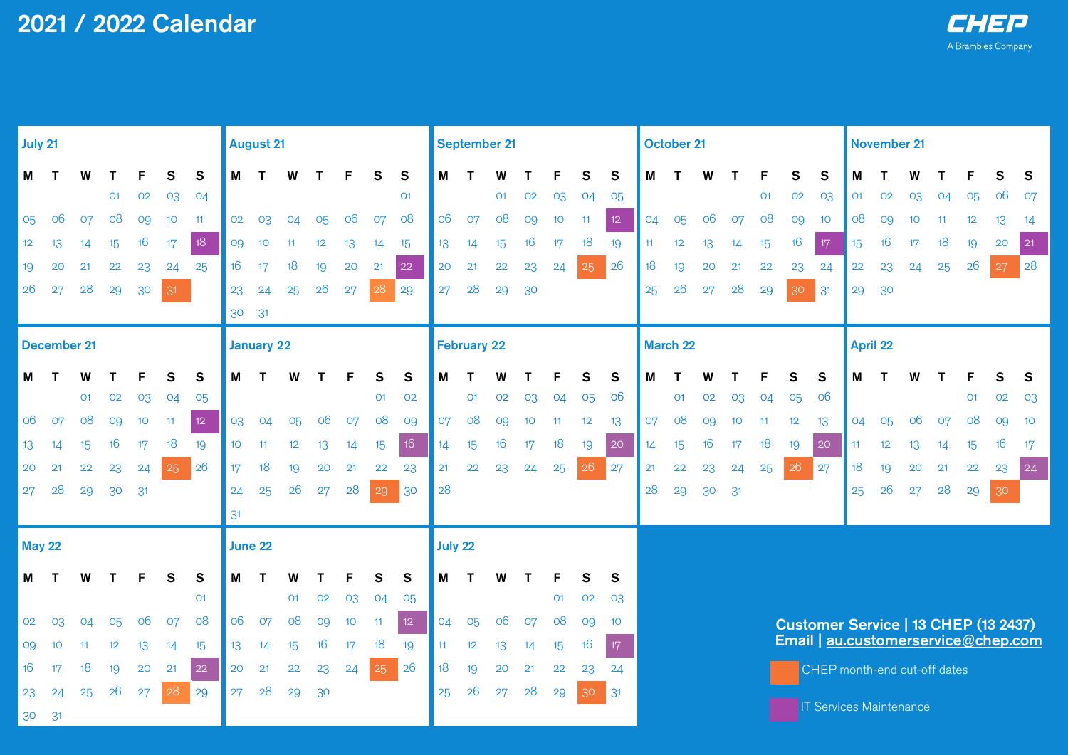# 2021 / 2022 Calendar

CHEP
A Brambles Company

## July 21

| M | T | W | T | F | S | S |
|---|---|---|---|---|---|---|
| | | | 01 | 02 | 03 | 04 |
| 05 | 06 | 07 | 08 | 09 | 10 | 11 |
| 12 | 13 | 14 | 15 | 16 | 17 | 18 |
| 19 | 20 | 21 | 22 | 23 | 24 | 25 |
| 26 | 27 | 28 | 29 | 30 | 31 | |

## August 21

| M | T | W | T | F | S | S |
|---|---|---|---|---|---|---|
| | | | | | | 01 |
| 02 | 03 | 04 | 05 | 06 | 07 | 08 |
| 09 | 10 | 11 | 12 | 13 | 14 | 15 |
| 16 | 17 | 18 | 19 | 20 | 21 | 22 |
| 23 | 24 | 25 | 26 | 27 | 28 | 29 |
| 30 | 31 | | | | | |

## September 21

| M | T | W | T | F | S | S |
|---|---|---|---|---|---|---|
| | | 01 | 02 | 03 | 04 | 05 |
| 06 | 07 | 08 | 09 | 10 | 11 | 12 |
| 13 | 14 | 15 | 16 | 17 | 18 | 19 |
| 20 | 21 | 22 | 23 | 24 | 25 | 26 |
| 27 | 28 | 29 | 30 | | | |

## October 21

| M | T | W | T | F | S | S |
|---|---|---|---|---|---|---|
| | | | | 01 | 02 | 03 |
| 04 | 05 | 06 | 07 | 08 | 09 | 10 |
| 11 | 12 | 13 | 14 | 15 | 16 | 17 |
| 18 | 19 | 20 | 21 | 22 | 23 | 24 |
| 25 | 26 | 27 | 28 | 29 | 30 | 31 |

## November 21

| M | T | W | T | F | S | S |
|---|---|---|---|---|---|---|
| 01 | 02 | 03 | 04 | 05 | 06 | 07 |
| 08 | 09 | 10 | 11 | 12 | 13 | 14 |
| 15 | 16 | 17 | 18 | 19 | 20 | 21 |
| 22 | 23 | 24 | 25 | 26 | 27 | 28 |
| 29 | 30 | | | | | |

## December 21

| M | T | W | T | F | S | S |
|---|---|---|---|---|---|---|
| | | 01 | 02 | 03 | 04 | 05 |
| 06 | 07 | 08 | 09 | 10 | 11 | 12 |
| 13 | 14 | 15 | 16 | 17 | 18 | 19 |
| 20 | 21 | 22 | 23 | 24 | 25 | 26 |
| 27 | 28 | 29 | 30 | 31 | | |

## January 22

| M | T | W | T | F | S | S |
|---|---|---|---|---|---|---|
| | | | | | 01 | 02 |
| 03 | 04 | 05 | 06 | 07 | 08 | 09 |
| 10 | 11 | 12 | 13 | 14 | 15 | 16 |
| 17 | 18 | 19 | 20 | 21 | 22 | 23 |
| 24 | 25 | 26 | 27 | 28 | 29 | 30 |
| 31 | | | | | | |

## February 22

| M | T | W | T | F | S | S |
|---|---|---|---|---|---|---|
| | 01 | 02 | 03 | 04 | 05 | 06 |
| 07 | 08 | 09 | 10 | 11 | 12 | 13 |
| 14 | 15 | 16 | 17 | 18 | 19 | 20 |
| 21 | 22 | 23 | 24 | 25 | 26 | 27 |
| 28 | | | | | | |

## March 22

| M | T | W | T | F | S | S |
|---|---|---|---|---|---|---|
| | 01 | 02 | 03 | 04 | 05 | 06 |
| 07 | 08 | 09 | 10 | 11 | 12 | 13 |
| 14 | 15 | 16 | 17 | 18 | 19 | 20 |
| 21 | 22 | 23 | 24 | 25 | 26 | 27 |
| 28 | 29 | 30 | 31 | | | |

## April 22

| M | T | W | T | F | S | S |
|---|---|---|---|---|---|---|
| | | | | 01 | 02 | 03 |
| 04 | 05 | 06 | 07 | 08 | 09 | 10 |
| 11 | 12 | 13 | 14 | 15 | 16 | 17 |
| 18 | 19 | 20 | 21 | 22 | 23 | 24 |
| 25 | 26 | 27 | 28 | 29 | 30 | |

## May 22

| M | T | W | T | F | S | S |
|---|---|---|---|---|---|---|
| | | | | | | 01 |
| 02 | 03 | 04 | 05 | 06 | 07 | 08 |
| 09 | 10 | 11 | 12 | 13 | 14 | 15 |
| 16 | 17 | 18 | 19 | 20 | 21 | 22 |
| 23 | 24 | 25 | 26 | 27 | 28 | 29 |
| 30 | 31 | | | | | |

## June 22

| M | T | W | T | F | S | S |
|---|---|---|---|---|---|---|
| | | 01 | 02 | 03 | 04 | 05 |
| 06 | 07 | 08 | 09 | 10 | 11 | 12 |
| 13 | 14 | 15 | 16 | 17 | 18 | 19 |
| 20 | 21 | 22 | 23 | 24 | 25 | 26 |
| 27 | 28 | 29 | 30 | | | |

## July 22

| M | T | W | T | F | S | S |
|---|---|---|---|---|---|---|
| | | | | 01 | 02 | 03 |
| 04 | 05 | 06 | 07 | 08 | 09 | 10 |
| 11 | 12 | 13 | 14 | 15 | 16 | 17 |
| 18 | 19 | 20 | 21 | 22 | 23 | 24 |
| 25 | 26 | 27 | 28 | 29 | 30 | 31 |

**Customer Service | 13 CHEP (13 2437)**
**Email | au.customerservice@chep.com**

CHEP month-end cut-off dates: 31 July 21, 28 August 21, 25 September 21, 30 October 21, 27 November 21, 25 December 21, 29 January 22, 26 February 22, 26 March 22, 30 April 22, 28 May 22, 25 June 22, 30 July 22

IT Services Maintenance: 18 July 21, 22 August 21, 12 September 21, 17 October 21, 21 November 21, 12 December 21, 16 January 22, 20 February 22, 20 March 22, 24 April 22, 22 May 22, 12 June 22, 17 July 22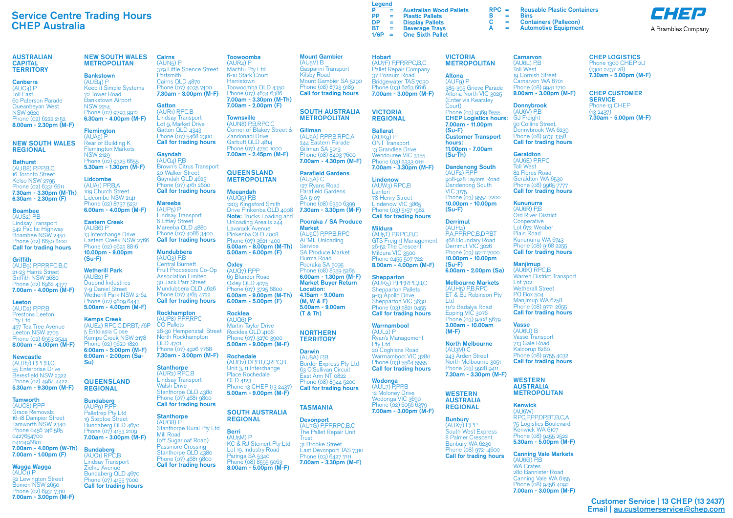# Service Centre Trading Hours
# CHEP Australia

**Legend**

| | | | | | |
|---|---|---|---|---|---|
| P | = | Australian Wood Pallets | RPC | = | Reusable Plastic Containers |
| PP | = | Plastic Pallets | B | = | Bins |
| DP | = | Display Pallets | C | = | Containers (Pallecon) |
| BT | = | Beverage Trays | A | = | Automotive Equipment |
| 1/6P | = | One Sixth Pallet | | | |

CHEP
A Brambles Company

## AUSTRALIAN CAPITAL TERRITORY

**Canberra**
(AUC4) P
Toll Fast
60 Paterson Parade
Queanbeyan West
NSW 2620
Phone (02) 6222 2152
**8.00am - 2.30pm (M-F)**

## NEW SOUTH WALES REGIONAL

**Bathurst**
(AUB8) P,PP,B,C
16 Toronto Street
Kelso NSW 2795
Phone (02) 6331 6611
**7.30am - 3.30pm (M-Th)**
**6.30am - 2.30pm (F)**

**Boambee**
(AUS2) P,B
Lindsay Transport
542 Pacific Highway
Boambee NSW 2450
Phone (02) 6650 8100
**Call for trading hours**

**Griffith**
(AUB9) P,PP,RPC,B,C
21-23 Harris Street
Griffith NSW 2680
Phone (02) 6962 4377
**7.00am - 4.00pm (M-F)**

**Leeton**
(AUD2) P,PP,B
Prestons Leeton
Pty Ltd
457 Tea Tree Avenue
Leeton NSW 2705
Phone (02) 6953 2544
**8.00am - 4.00pm (M-F)**

**Newcastle**
(AUB7) P,PP,B,C
55 Enterprise Drive
Beresfield NSW 2322
Phone (02) 4964 4422
**5.30am - 9.30pm (M-F)**

**Tamworth**
(AUC8) P,PP
Grace Removals
16-18 Dampier Street
Tamworth NSW 2340
Phone 0456 746 585
0427654700
0410496801
**7.00am - 4.00pm (M-Th)**
**7.00am - 1.00pm (F)**

**Wagga Wagga**
(AUC1) P
52 Lewington Street
Bomen NSW 2650
Phone (02) 6931 7310
**7.00am - 3.00pm (M-F)**

## NEW SOUTH WALES METROPOLITAN

**Bankstown**
(AUB4) P
Keep it Simple Systems
72 Tower Road
Bankstown Airport
NSW 2214
Phone (02) 9793 9912
**6.30am - 4.00pm (M-F)**

**Flemington**
(AUA5) P
Rear of Building K
Flemington Markets
NSW 2129
Phone (02) 9325 6655
**5.30am - 1.30pm (M-F)**

**Lidcombe**
(AUA1) PP,B,A
109 Church Street
Lidcombe NSW 2141
Phone (02) 8737 5231
**6.00am - 4.00pm (M-F)**

**Eastern Creek**
(AUB6) P
13 Interchange Drive
Eastern Creek NSW 2766
Phone (02) 9625 8816
**10.00pm - 9.00pm (Su-F)**

**Wetherill Park**
(AUB2) P
Dupond Industries
7-9 Daniel Street
Wetherill Park NSW 2164
Phone (02) 9609 6443
**5.00am - 4.00pm (M-F)**

**Kemps Creek**
(AUE4) RPC,C,DP,BT,1/6P
5 Entolasia Close
Kemps Creek NSW 2178
Phone (02) 9620 1820
**6:00am - 5:00pm (M-F)**
**6:00am - 2:00pm (Sa-Su)**

## QUEENSLAND REGIONAL

**Bundaberg**
(AUP9) P,PP
Palletrep Pty Ltd
19 Steptoe Street
Bundaberg QLD 4670
Phone (07) 4153 2109
**7.00am - 3.00pm (M-F)**

**Bundaberg**
(AUQ1) RPC,B
Lindsay Transport
Zielke Avenue
Bundaberg QLD 4670
Phone (07) 4155 7000
**Call for trading hours**

**Cairns**
(AUN5) P
379 Little Spence Street
Portsmith
Cairns QLD 4870
Phone (07) 4035 7400
**7.30am - 3.00pm (M-F)**

**Gatton**
(AUR1) RPC,B
Lindsay Transport
Lot 9, Market Drive
Gatton QLD 4343
Phone (07) 5468 2300
**Call for trading hours**

**Gayndah**
(AUQ4) P,B
Brown's Citrus Transport
20 Walker Street
Gayndah QLD 4625
Phone (07) 4161 2600
**Call for trading hours**

**Mareeba**
(AUP5) P
Lindsay Transport
6 Effley Street
Mareeba QLD 4880
Phone (07) 4086 3400
**Call for trading hours**

**Mundubbera**
(AUQ3) P,B
Central Burnett
Fruit Processors Co-Op
Association Limited
30 Jack Parr Street
Mundubbera QLD 4626
Phone (07) 4165 4722
**Call for trading hours**

**Rockhampton**
(AUP8) P,PP,RPC
CQ Pallets
28-30 Hempenstall Street
North Rockhampton
QLD 4701
Phone (07) 4926 7768
**7.30am - 3.00pm (M-F)**

**Stanthorpe**
(AUR2) RPC,B
Lindsay Transport
Walsh Drive
Stanthorpe QLD 4380
Phone (07) 4681 9800
**Call for trading hours**

**Stanthorpe**
(AUQ8) P
Stanthorpe Rural Pty Ltd
Mill Road
(off Sugarloaf Road)
Passmore Crossing
Stanthorpe QLD 4380
Phone (07) 4681 9800
**Call for trading hours**

**Toowoomba**
(AUR4) P
Machtu Pty Ltd
6-10 Stark Court
Harristown
Toowoomba QLD 4350
Phone (07) 4634 6386
**7.00am - 3.30pm (M-Th)**
**7.00am - 2.00pm (F)**

**Townsville**
(AUN8) P,B,RPC,C
Corner of Blakey Street & Zandonadi Drive
Garbutt QLD 4814
Phone (07) 4750 1000
**7.00am - 2.45pm (M-F)**

## QUEENSLAND METROPOLITAN

**Meeandah**
(AUQ5) P,B
1203 Kingsford Smith Drive Pinkenba QLD 4008
**Note:** Trucks Loading and Unloading Area is 244 Lavarack Avenue Pinkenba QLD 4008
Phone (07) 3621 1400
**5.00am - 8.00pm (M-Th)**
**5.00am - 6.00pm (F)**

**Oxley**
(AUQ7) P,PP
69 Blunder Road
Oxley QLD 4075
Phone (07) 3725 6800
**6.00am - 9.00pm (M-Th)**
**6.00am - 5.00pm (F)**

**Rocklea**
(AUQ6) P
Martin Taylor Drive
Rocklea QLD 4106
Phone (07) 3270 3900
**5.00am - 9.00pm (M-F)**

**Rochedale**
(AUQ2) DP,BT,C,RPC,B
Unit 3, 11 Interchange Place Rochedale
QLD 4123
Phone 13 CHEP (13 2437)
**5.00am - 9.00pm (M-F)**

## SOUTH AUSTRALIA REGIONAL

**Berri**
(AU5M) P
KC & RJ Steinert Pty Ltd
Lot 19, Industry Road
Paringa SA 5340
Phone (08) 8595 5063
**8.00am - 5.00pm (M-F)**

**Mount Gambier**
(AU5V) B
Gasparini Transport
Kilsby Road
Mount Gambier SA 5290
Phone (08) 8723 9189
**Call for trading hours**

## SOUTH AUSTRALIA METROPOLITAN

**Gillman**
(AU5A) P,PP,B,RPC,A
244 Eastern Parade
Gillman SA 5013
Phone (08) 8403 7600
**7.00am - 4.30pm (M-F)**

**Parafield Gardens**
(AU3A) C
127 Ryans Road
Parafield Gardens
SA 5107
Phone (08) 6350 6399
**7.30am - 3.30pm (M-F)**

**Pooraka / SA Produce Market**
(AU5C) P,PP,B,RPC
APML Unloading Service
SA Produce Market
Burma Road
Pooraka SA 5095
Phone (08) 8359 5265
**6.00am - 1.30pm (M-F)**
**Market Buyer Return Location:**
**4.15am - 9.00am (M, W & F)**
**5.00am - 9.00am (T & Th)**

## NORTHERN TERRITORY

**Darwin**
(AU8A) P,B
Border Express Pty Ltd
63 O'Sullivan Circuit
East Arm NT 0822
Phone (08) 8944 5200
**Call for trading hours**

## TASMANIA

**Devonport**
(AU7G) P,PP,RPC,B,C
The Pallet Repair Unit Trust
31 Brooke Street
East Devonport TAS 7310
Phone (03) 6427 7111
**7.00am - 3.30pm (M-F)**

**Hobart**
(AU7F) P,PP,RPC,B,C
Pallet Repair Company
37 Possum Road
Bridgewater TAS 7030
Phone (03) 6263 6616
**7.00am - 3.00pm (M-F)**

## VICTORIA REGIONAL

**Ballarat**
(AUK9) P
ONT Transport
13 Grandlee Drive
Wendouree VIC 3355
Phone (03) 5333 0111
**7.00am - 3.30pm (M-F)**

**Lindenow**
(AUW3) RPC,B
Lanteri
78 Henry Street
Lindenow VIC 3865
Phone (03) 5157 1982
**Call for trading hours**

**Mildura**
(AU5T) P,RPC,B,C
GTS Freight Management
26-52 The Crescent
Mildura VIC 3500
Phone 0455 507 722
**8.00am - 4.00pm (M-F)**

**Shepparton**
(AUK5) P,PP,RPC,B,C
Shepparton Pallets
9-13 Apollo Drive
Shepparton VIC 3630
Phone (03) 5821 0455
**Call for trading hours**

**Warrnambool**
(AUL2) P
Ryan's Management
Pty Ltd
20 Coghlans Road
Warrnambool VIC 3280
Phone (03) 5564 5555
**Call for trading hours**

**Wodonga**
(AUL7) P,PP,B
12 Moloney Drive
Wodonga VIC 3690
Phone (02) 6056 6379
**7.00am - 3.00pm (M-F)**

## VICTORIA METROPOLITAN

**Altona**
(AUF9) P
385-395 Grieve Parade
Altona North VIC 3025
(Enter via Kearsley Court)
Phone (03) 9369 6555
**CHEP Logistics hours:**
**7.00am - 11.00pm (Su-F)**
**Customer Transport hours:**
**11.00pm - 7.00am (Su-Th)**

**Dandenong South**
(AUF2) P,PP
908-928 Taylors Road
Dandenong South
VIC 3175
Phone (03) 9554 7200
**10.00pm - 10.00pm (Su-F)**

**Derrimut**
(AUH4)
P,A,PP,RPC,B,DP,BT
468 Boundary Road
Derrimut VIC 3026
Phone (03) 9217 7000
**10.00pm - 10.00pm (Su-F)**
**6.00am - 2.00pm (Sa)**

**Melbourne Markets**
(AUH5) P,B,RPC
ET & BJ Robinson Pty Ltd
11/2 Badalya Road
Epping VIC 3076
Phone (03) 9408 5679
**3.00am - 10.00am (M-F)**

**North Melbourne**
(AU3M) C
243 Arden Street
North Melbourne 3051
Phone (03) 9928 9411
**7.30am - 3.30pm (M-F)**

## WESTERN AUSTRALIA REGIONAL

**Bunbury**
(AUX7) P,PP
South West Express
8 Palmer Crescent
Bunbury WA 6230
Phone (08) 9721 4600
**Call for trading hours**

**Carnarvon**
(AU6L) P,B
Toll West
19 Cornish Street
Carnarvon WA 6701
Phone (08) 9941 1710
**8.00am - 3.00pm (M-F)**

**Donnybrook**
(AU6V) P,B
GJ Freight
90 Collins Street,
Donnybrook WA 6239
Phone (08) 9731 1358
**Call for trading hours**

**Geraldton**
(AU6E) P,RPC
Toll West
82 Flores Road
Geraldton WA 6530
Phone (08) 9965 7777
**Call for trading hours**

**Kununurra**
(AU6R) P,B
Ord River District Cooperative
Lot 672 Weaber Plain Road
Kununurra WA 6743
Phone (08) 9168 2255
**Call for trading hours**

**Manjimup**
(AU6K) RPC,B
Warren District Transport
Lot 702
Wetherall Street
PO Box 504
Manjimup WA 6258
Phone (08) 9771 2655
**Call for trading hours**

**Vasse**
(AU6U) B
Vasse Transport
713 Gale Road
Kaloorup 6280
Phone (08) 9755 4032
**Call for trading hours**

## WESTERN AUSTRALIA METROPOLITAN

**Kenwick**
(AU6W)
RPC,P,PP,DP,BT,B,C,A
75 Logistics Boulevard,
Kenwick WA 6107
Phone (08) 9455 2522
**5.30am - 5.00pm (M-F)**

**Canning Vale Markets**
(AU6G) P,B
WA Crates
280 Bannister Road
Canning Vale WA 6155
Phone (08) 9456 4092
**7.00am - 3.00pm (M-F)**

## CHEP LOGISTICS
Phone 1300 CHEP 2U
(1300 2437 28)
**7.30am - 5.00pm (M-F)**

## CHEP CUSTOMER SERVICE
Phone 13 CHEP
(13 2437)
**7.30am - 5.00pm (M-F)**

**Customer Service | 13 CHEP (13 2437)**
**Email | au.customerservice@chep.com**